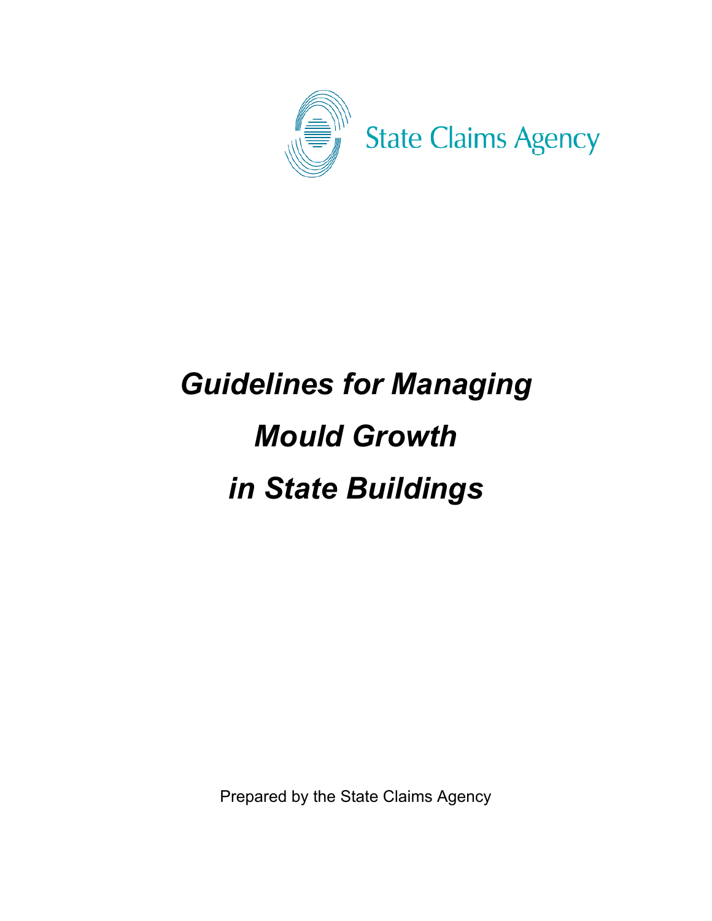State Claims Agency

# *Guidelines for Managing Mould Growth in State Buildings*

Prepared by the State Claims Agency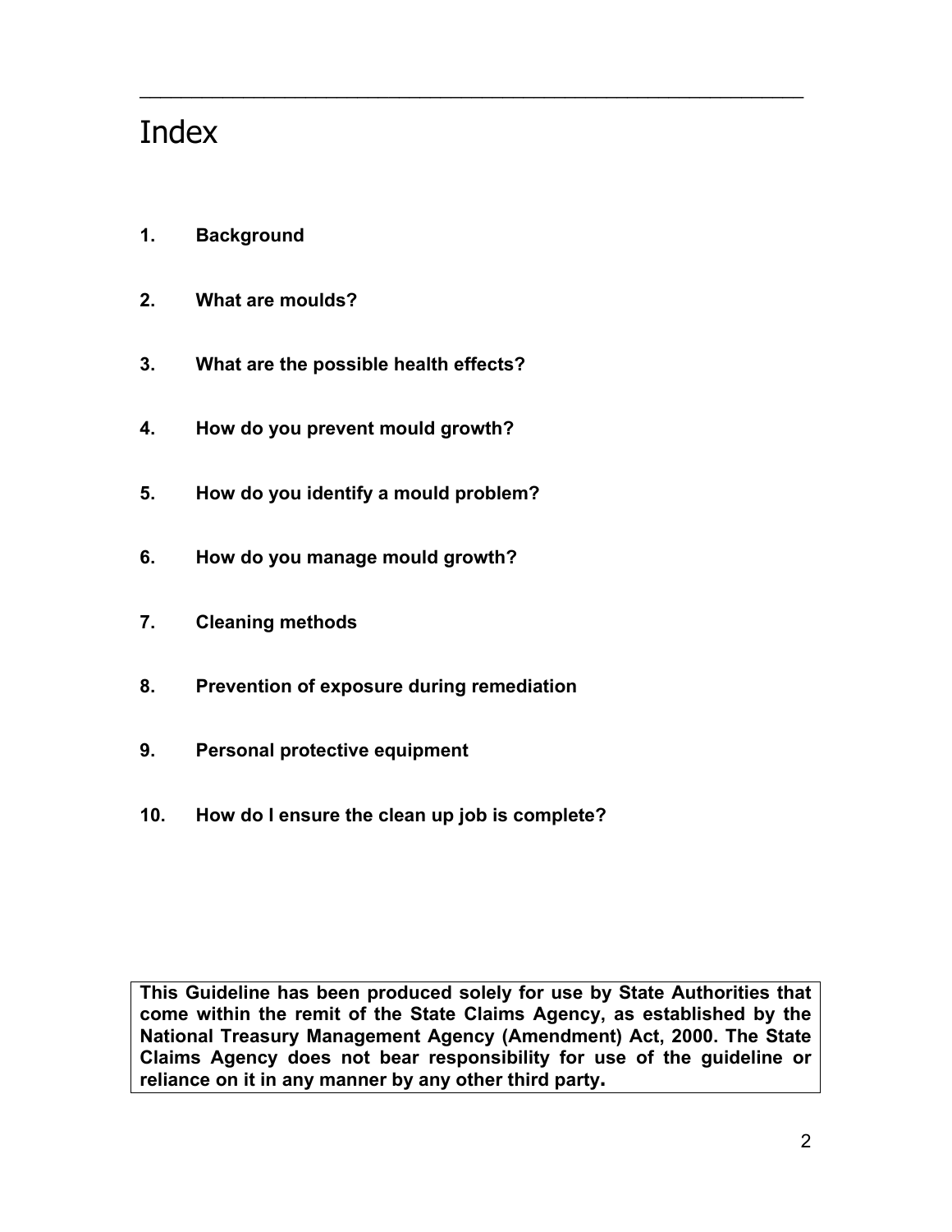# Index

1. **Background**
2. **What are moulds?**
3. **What are the possible health effects?**
4. **How do you prevent mould growth?**
5. **How do you identify a mould problem?**
6. **How do you manage mould growth?**
7. **Cleaning methods**
8. **Prevention of exposure during remediation**
9. **Personal protective equipment**
10. **How do I ensure the clean up job is complete?**

**This Guideline has been produced solely for use by State Authorities that come within the remit of the State Claims Agency, as established by the National Treasury Management Agency (Amendment) Act, 2000. The State Claims Agency does not bear responsibility for use of the guideline or reliance on it in any manner by any other third party.**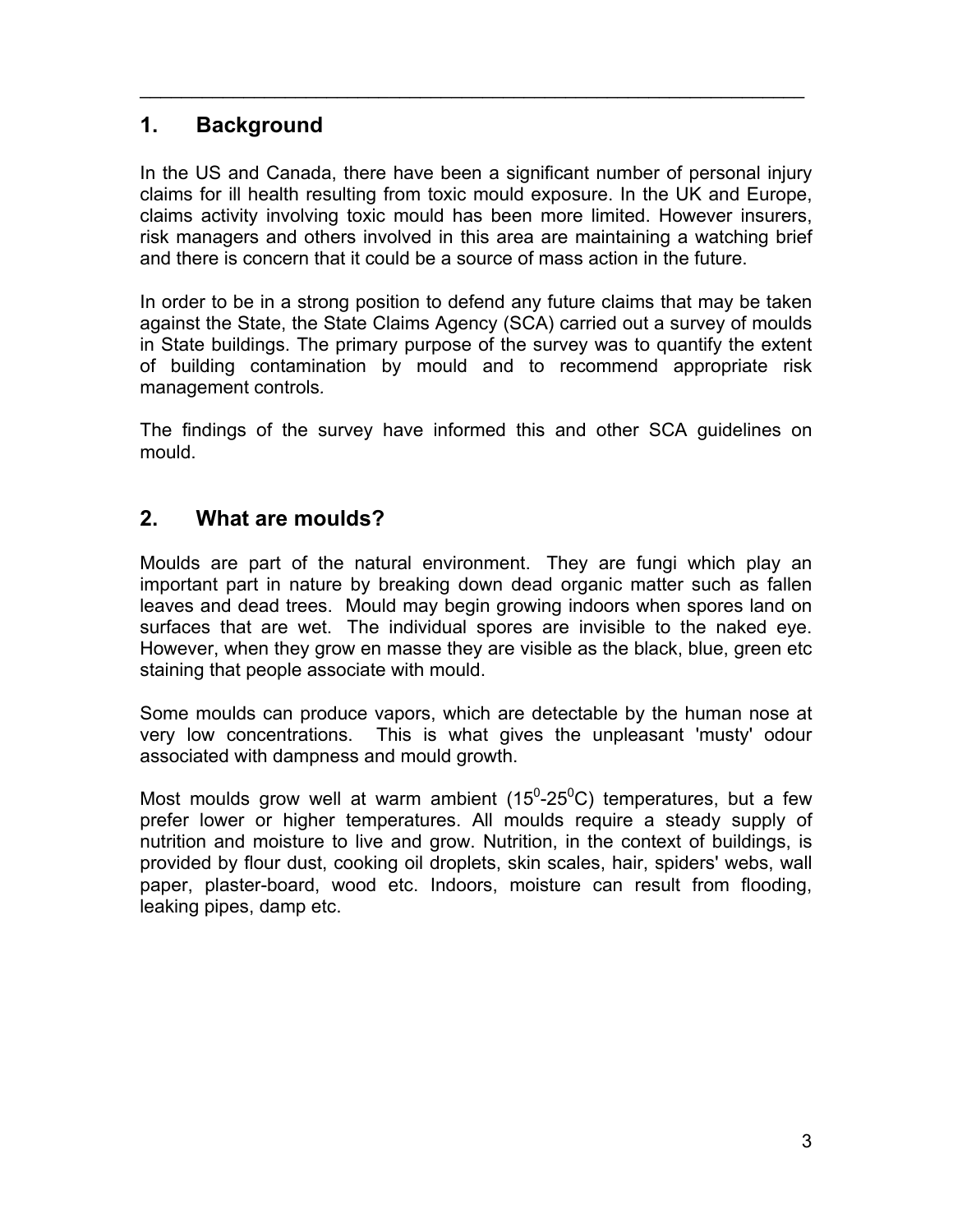## 1. Background

In the US and Canada, there have been a significant number of personal injury claims for ill health resulting from toxic mould exposure. In the UK and Europe, claims activity involving toxic mould has been more limited. However insurers, risk managers and others involved in this area are maintaining a watching brief and there is concern that it could be a source of mass action in the future.

In order to be in a strong position to defend any future claims that may be taken against the State, the State Claims Agency (SCA) carried out a survey of moulds in State buildings. The primary purpose of the survey was to quantify the extent of building contamination by mould and to recommend appropriate risk management controls.

The findings of the survey have informed this and other SCA guidelines on mould.

## 2. What are moulds?

Moulds are part of the natural environment. They are fungi which play an important part in nature by breaking down dead organic matter such as fallen leaves and dead trees. Mould may begin growing indoors when spores land on surfaces that are wet. The individual spores are invisible to the naked eye. However, when they grow en masse they are visible as the black, blue, green etc staining that people associate with mould.

Some moulds can produce vapors, which are detectable by the human nose at very low concentrations. This is what gives the unpleasant 'musty' odour associated with dampness and mould growth.

Most moulds grow well at warm ambient ($15^0$-$25^0$C) temperatures, but a few prefer lower or higher temperatures. All moulds require a steady supply of nutrition and moisture to live and grow. Nutrition, in the context of buildings, is provided by flour dust, cooking oil droplets, skin scales, hair, spiders' webs, wall paper, plaster-board, wood etc. Indoors, moisture can result from flooding, leaking pipes, damp etc.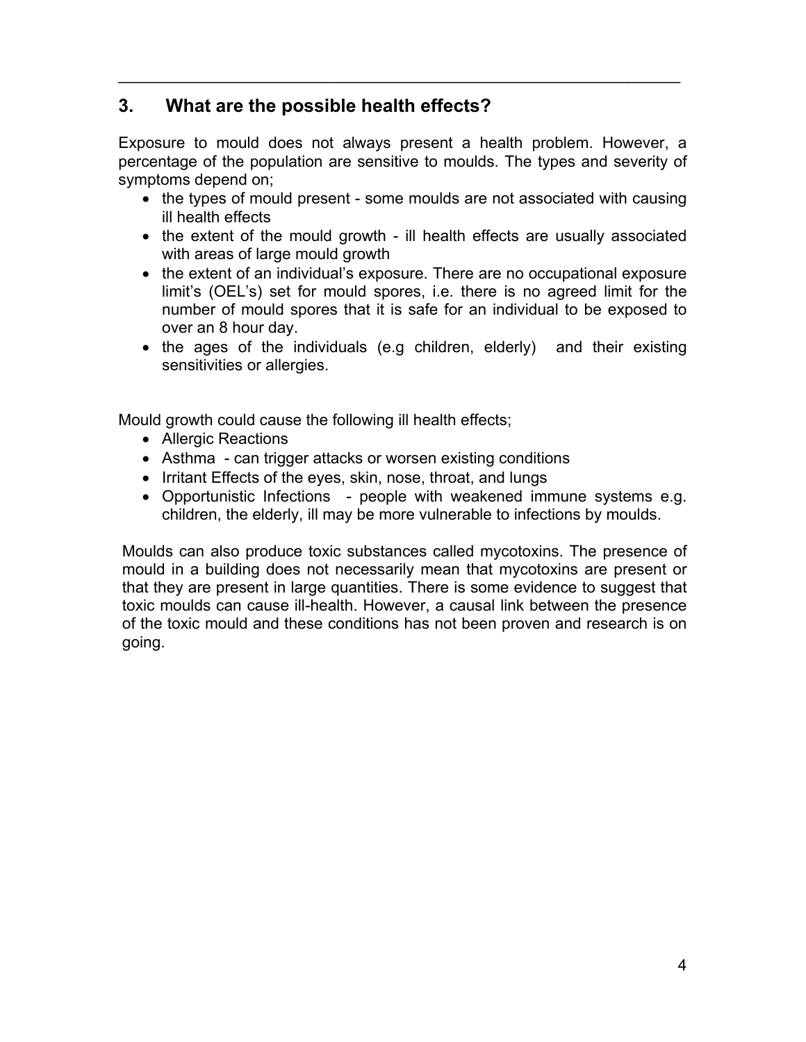## 3. What are the possible health effects?

Exposure to mould does not always present a health problem. However, a percentage of the population are sensitive to moulds. The types and severity of symptoms depend on;

- the types of mould present - some moulds are not associated with causing ill health effects
- the extent of the mould growth - ill health effects are usually associated with areas of large mould growth
- the extent of an individual's exposure. There are no occupational exposure limit's (OEL's) set for mould spores, i.e. there is no agreed limit for the number of mould spores that it is safe for an individual to be exposed to over an 8 hour day.
- the ages of the individuals (e.g children, elderly) and their existing sensitivities or allergies.

Mould growth could cause the following ill health effects;

- Allergic Reactions
- Asthma - can trigger attacks or worsen existing conditions
- Irritant Effects of the eyes, skin, nose, throat, and lungs
- Opportunistic Infections - people with weakened immune systems e.g. children, the elderly, ill may be more vulnerable to infections by moulds.

Moulds can also produce toxic substances called mycotoxins. The presence of mould in a building does not necessarily mean that mycotoxins are present or that they are present in large quantities. There is some evidence to suggest that toxic moulds can cause ill-health. However, a causal link between the presence of the toxic mould and these conditions has not been proven and research is on going.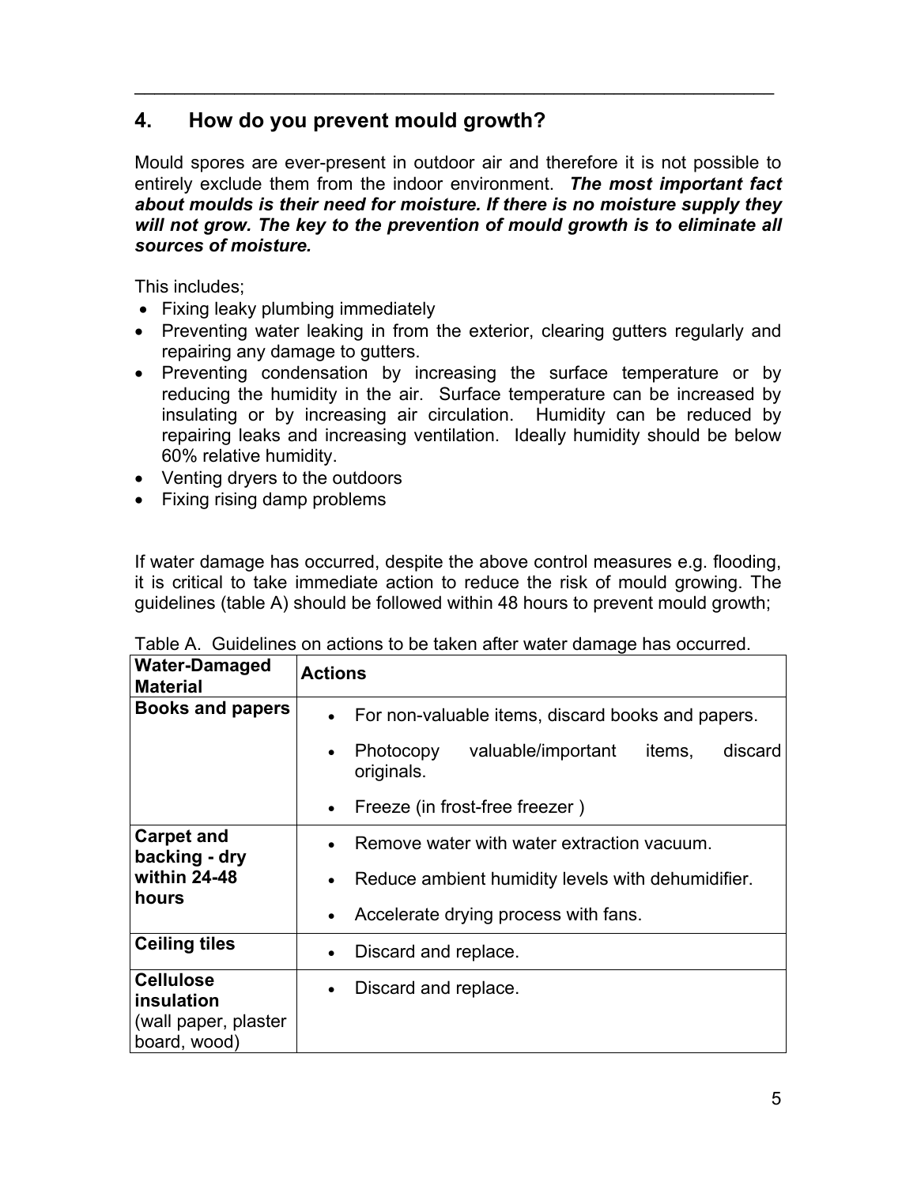## 4. How do you prevent mould growth?

Mould spores are ever-present in outdoor air and therefore it is not possible to entirely exclude them from the indoor environment. ***The most important fact about moulds is their need for moisture. If there is no moisture supply they will not grow. The key to the prevention of mould growth is to eliminate all sources of moisture.***

This includes;

- Fixing leaky plumbing immediately
- Preventing water leaking in from the exterior, clearing gutters regularly and repairing any damage to gutters.
- Preventing condensation by increasing the surface temperature or by reducing the humidity in the air. Surface temperature can be increased by insulating or by increasing air circulation. Humidity can be reduced by repairing leaks and increasing ventilation. Ideally humidity should be below 60% relative humidity.
- Venting dryers to the outdoors
- Fixing rising damp problems

If water damage has occurred, despite the above control measures e.g. flooding, it is critical to take immediate action to reduce the risk of mould growing. The guidelines (table A) should be followed within 48 hours to prevent mould growth;

Table A. Guidelines on actions to be taken after water damage has occurred.

| Water-Damaged Material | Actions |
|---|---|
| **Books and papers** | • For non-valuable items, discard books and papers.<br>• Photocopy valuable/important items, discard originals.<br>• Freeze (in frost-free freezer ) |
| **Carpet and backing - dry within 24-48 hours** | • Remove water with water extraction vacuum.<br>• Reduce ambient humidity levels with dehumidifier.<br>• Accelerate drying process with fans. |
| **Ceiling tiles** | • Discard and replace. |
| **Cellulose insulation** (wall paper, plaster board, wood) | • Discard and replace. |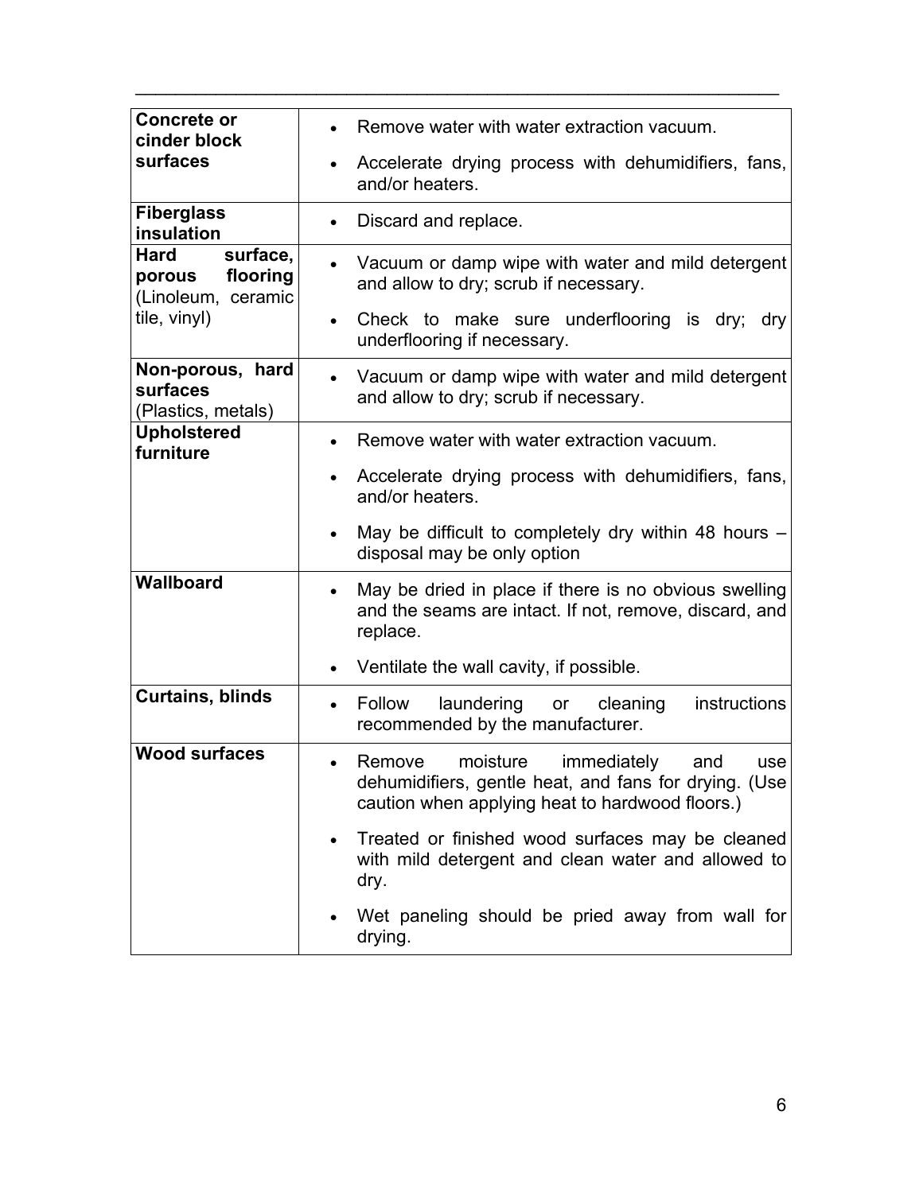| | |
|---|---|
| **Concrete or cinder block surfaces** | • Remove water with water extraction vacuum.<br>• Accelerate drying process with dehumidifiers, fans, and/or heaters. |
| **Fiberglass insulation** | • Discard and replace. |
| **Hard surface, porous flooring** (Linoleum, ceramic tile, vinyl) | • Vacuum or damp wipe with water and mild detergent and allow to dry; scrub if necessary.<br>• Check to make sure underflooring is dry; dry underflooring if necessary. |
| **Non-porous, hard surfaces** (Plastics, metals) | • Vacuum or damp wipe with water and mild detergent and allow to dry; scrub if necessary. |
| **Upholstered furniture** | • Remove water with water extraction vacuum.<br>• Accelerate drying process with dehumidifiers, fans, and/or heaters.<br>• May be difficult to completely dry within 48 hours – disposal may be only option |
| **Wallboard** | • May be dried in place if there is no obvious swelling and the seams are intact. If not, remove, discard, and replace.<br>• Ventilate the wall cavity, if possible. |
| **Curtains, blinds** | • Follow laundering or cleaning instructions recommended by the manufacturer. |
| **Wood surfaces** | • Remove moisture immediately and use dehumidifiers, gentle heat, and fans for drying. (Use caution when applying heat to hardwood floors.)<br>• Treated or finished wood surfaces may be cleaned with mild detergent and clean water and allowed to dry.<br>• Wet paneling should be pried away from wall for drying. |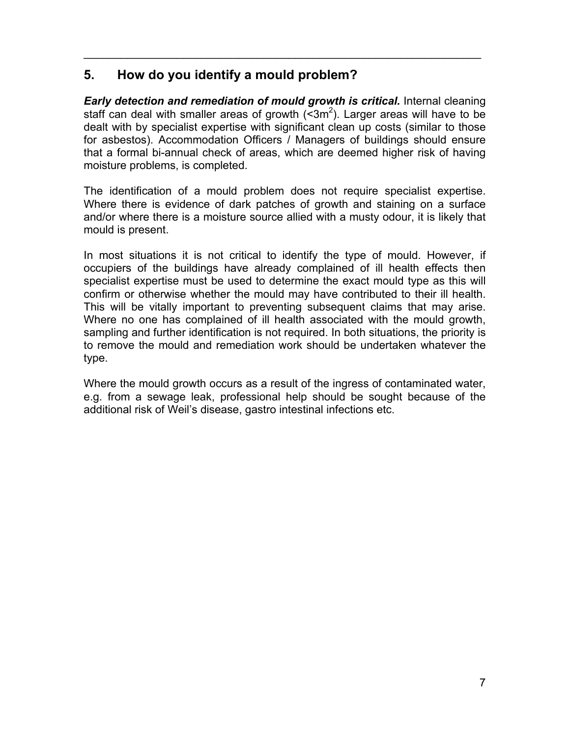## 5. How do you identify a mould problem?

***Early detection and remediation of mould growth is critical.*** Internal cleaning staff can deal with smaller areas of growth (<3m$^2$). Larger areas will have to be dealt with by specialist expertise with significant clean up costs (similar to those for asbestos). Accommodation Officers / Managers of buildings should ensure that a formal bi-annual check of areas, which are deemed higher risk of having moisture problems, is completed.

The identification of a mould problem does not require specialist expertise. Where there is evidence of dark patches of growth and staining on a surface and/or where there is a moisture source allied with a musty odour, it is likely that mould is present.

In most situations it is not critical to identify the type of mould. However, if occupiers of the buildings have already complained of ill health effects then specialist expertise must be used to determine the exact mould type as this will confirm or otherwise whether the mould may have contributed to their ill health. This will be vitally important to preventing subsequent claims that may arise. Where no one has complained of ill health associated with the mould growth, sampling and further identification is not required. In both situations, the priority is to remove the mould and remediation work should be undertaken whatever the type.

Where the mould growth occurs as a result of the ingress of contaminated water, e.g. from a sewage leak, professional help should be sought because of the additional risk of Weil's disease, gastro intestinal infections etc.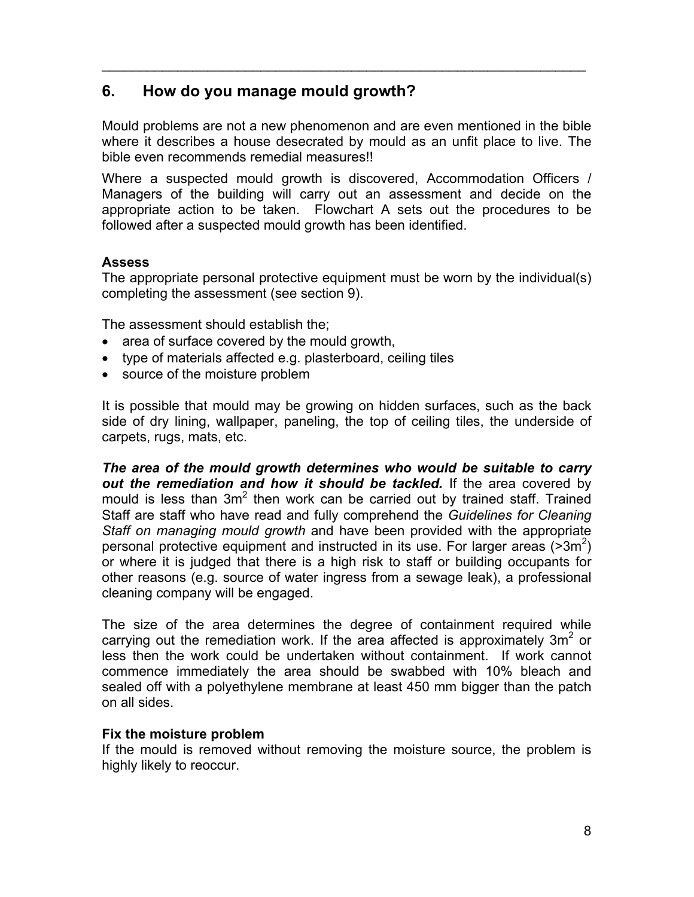## 6. How do you manage mould growth?

Mould problems are not a new phenomenon and are even mentioned in the bible where it describes a house desecrated by mould as an unfit place to live. The bible even recommends remedial measures!!

Where a suspected mould growth is discovered, Accommodation Officers / Managers of the building will carry out an assessment and decide on the appropriate action to be taken. Flowchart A sets out the procedures to be followed after a suspected mould growth has been identified.

**Assess**
The appropriate personal protective equipment must be worn by the individual(s) completing the assessment (see section 9).

The assessment should establish the;

- area of surface covered by the mould growth,
- type of materials affected e.g. plasterboard, ceiling tiles
- source of the moisture problem

It is possible that mould may be growing on hidden surfaces, such as the back side of dry lining, wallpaper, paneling, the top of ceiling tiles, the underside of carpets, rugs, mats, etc.

***The area of the mould growth determines who would be suitable to carry out the remediation and how it should be tackled.*** If the area covered by mould is less than $3m^2$ then work can be carried out by trained staff. Trained Staff are staff who have read and fully comprehend the *Guidelines for Cleaning Staff on managing mould growth* and have been provided with the appropriate personal protective equipment and instructed in its use. For larger areas ($>3m^2$) or where it is judged that there is a high risk to staff or building occupants for other reasons (e.g. source of water ingress from a sewage leak), a professional cleaning company will be engaged.

The size of the area determines the degree of containment required while carrying out the remediation work. If the area affected is approximately $3m^2$ or less then the work could be undertaken without containment. If work cannot commence immediately the area should be swabbed with 10% bleach and sealed off with a polyethylene membrane at least 450 mm bigger than the patch on all sides.

**Fix the moisture problem**
If the mould is removed without removing the moisture source, the problem is highly likely to reoccur.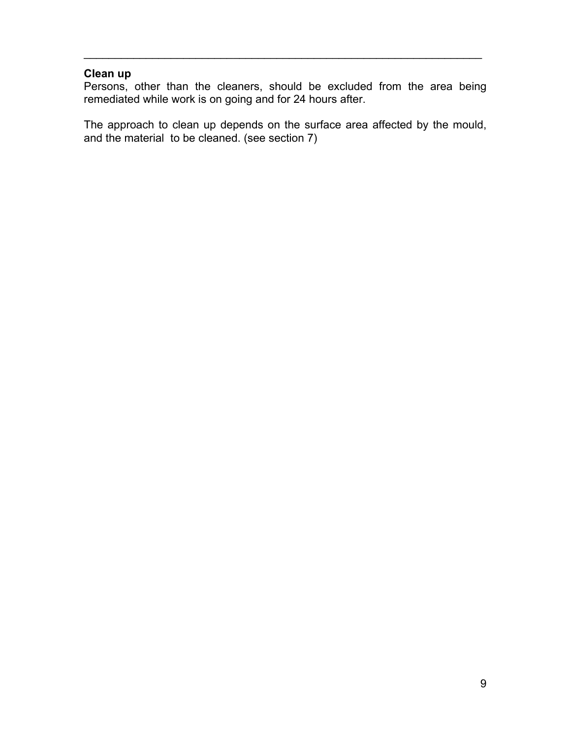## Clean up

Persons, other than the cleaners, should be excluded from the area being remediated while work is on going and for 24 hours after.

The approach to clean up depends on the surface area affected by the mould, and the material  to be cleaned. (see section 7)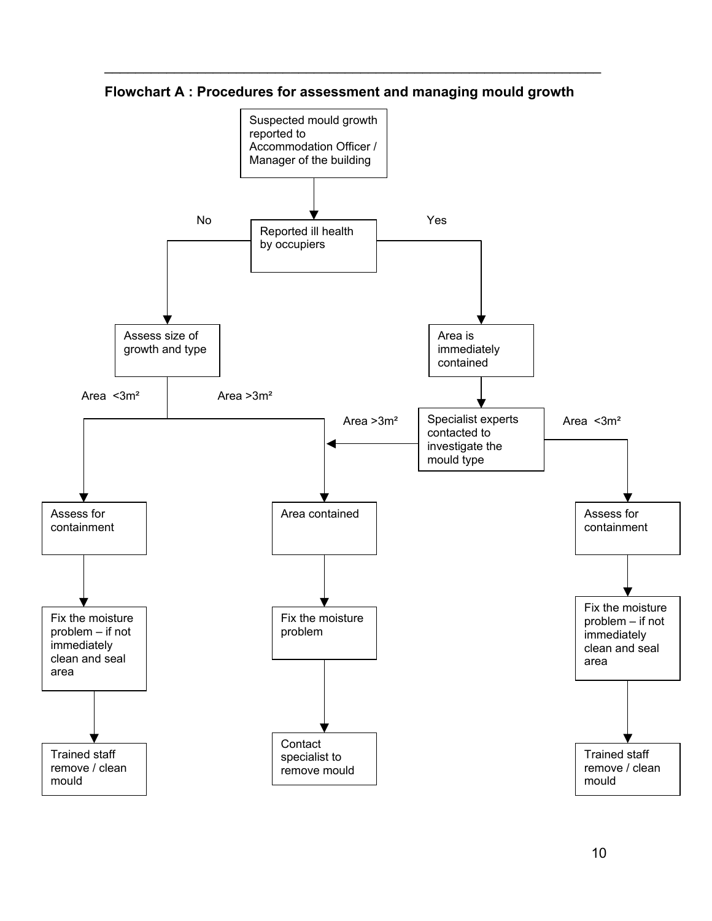### Flowchart A : Procedures for assessment and managing mould growth

Suspected mould growth reported to Accommodation Officer / Manager of the building

↓

Reported ill health by occupiers

**No** → Assess size of growth and type

- Area <3m² → Assess for containment → Fix the moisture problem – if not immediately clean and seal area → Trained staff remove / clean mould
- Area >3m² → Area contained → Fix the moisture problem → Contact specialist to remove mould

**Yes** → Area is immediately contained → Specialist experts contacted to investigate the mould type

- Area >3m² → Area contained → Fix the moisture problem → Contact specialist to remove mould
- Area <3m² → Assess for containment → Fix the moisture problem – if not immediately clean and seal area → Trained staff remove / clean mould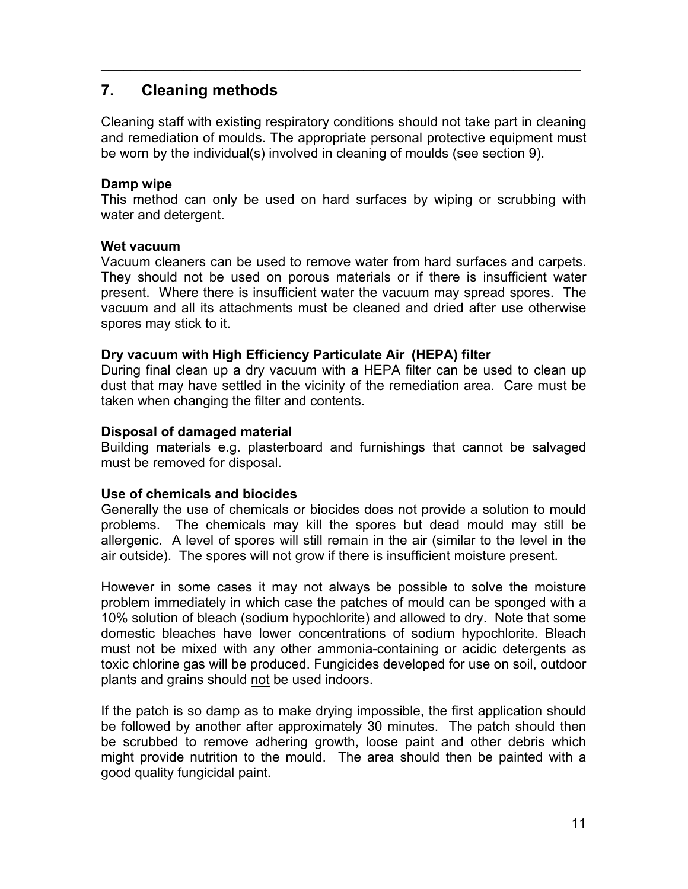## 7. Cleaning methods

Cleaning staff with existing respiratory conditions should not take part in cleaning and remediation of moulds. The appropriate personal protective equipment must be worn by the individual(s) involved in cleaning of moulds (see section 9).

**Damp wipe**
This method can only be used on hard surfaces by wiping or scrubbing with water and detergent.

**Wet vacuum**
Vacuum cleaners can be used to remove water from hard surfaces and carpets. They should not be used on porous materials or if there is insufficient water present. Where there is insufficient water the vacuum may spread spores. The vacuum and all its attachments must be cleaned and dried after use otherwise spores may stick to it.

**Dry vacuum with High Efficiency Particulate Air (HEPA) filter**
During final clean up a dry vacuum with a HEPA filter can be used to clean up dust that may have settled in the vicinity of the remediation area. Care must be taken when changing the filter and contents.

**Disposal of damaged material**
Building materials e.g. plasterboard and furnishings that cannot be salvaged must be removed for disposal.

**Use of chemicals and biocides**
Generally the use of chemicals or biocides does not provide a solution to mould problems. The chemicals may kill the spores but dead mould may still be allergenic. A level of spores will still remain in the air (similar to the level in the air outside). The spores will not grow if there is insufficient moisture present.

However in some cases it may not always be possible to solve the moisture problem immediately in which case the patches of mould can be sponged with a 10% solution of bleach (sodium hypochlorite) and allowed to dry. Note that some domestic bleaches have lower concentrations of sodium hypochlorite. Bleach must not be mixed with any other ammonia-containing or acidic detergents as toxic chlorine gas will be produced. Fungicides developed for use on soil, outdoor plants and grains should <u>not</u> be used indoors.

If the patch is so damp as to make drying impossible, the first application should be followed by another after approximately 30 minutes. The patch should then be scrubbed to remove adhering growth, loose paint and other debris which might provide nutrition to the mould. The area should then be painted with a good quality fungicidal paint.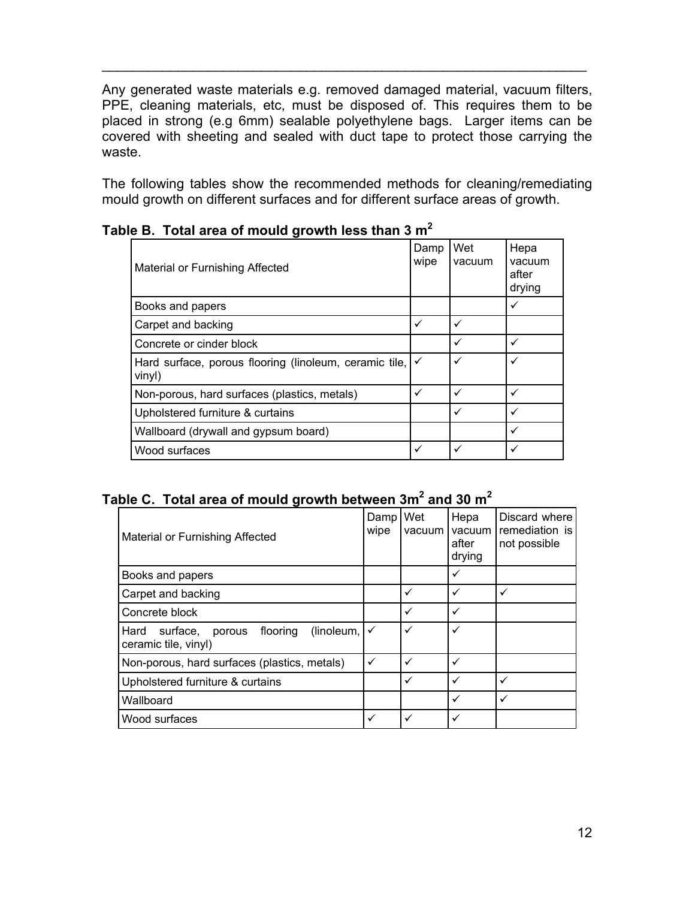Any generated waste materials e.g. removed damaged material, vacuum filters, PPE, cleaning materials, etc, must be disposed of. This requires them to be placed in strong (e.g 6mm) sealable polyethylene bags. Larger items can be covered with sheeting and sealed with duct tape to protect those carrying the waste.

The following tables show the recommended methods for cleaning/remediating mould growth on different surfaces and for different surface areas of growth.

**Table B. Total area of mould growth less than 3 m$^2$**

| Material or Furnishing Affected | Damp wipe | Wet vacuum | Hepa vacuum after drying |
|---|---|---|---|
| Books and papers | | | ✓ |
| Carpet and backing | ✓ | ✓ | |
| Concrete or cinder block | | ✓ | ✓ |
| Hard surface, porous flooring (linoleum, ceramic tile, vinyl) | ✓ | ✓ | ✓ |
| Non-porous, hard surfaces (plastics, metals) | ✓ | ✓ | ✓ |
| Upholstered furniture & curtains | | ✓ | ✓ |
| Wallboard (drywall and gypsum board) | | | ✓ |
| Wood surfaces | ✓ | ✓ | ✓ |

**Table C. Total area of mould growth between 3m$^2$ and 30 m$^2$**

| Material or Furnishing Affected | Damp wipe | Wet vacuum | Hepa vacuum after drying | Discard where remediation is not possible |
|---|---|---|---|---|
| Books and papers | | | ✓ | |
| Carpet and backing | | ✓ | ✓ | ✓ |
| Concrete block | | ✓ | ✓ | |
| Hard surface, porous flooring (linoleum, ceramic tile, vinyl) | ✓ | ✓ | ✓ | |
| Non-porous, hard surfaces (plastics, metals) | ✓ | ✓ | ✓ | |
| Upholstered furniture & curtains | | ✓ | ✓ | ✓ |
| Wallboard | | | ✓ | ✓ |
| Wood surfaces | ✓ | ✓ | ✓ | |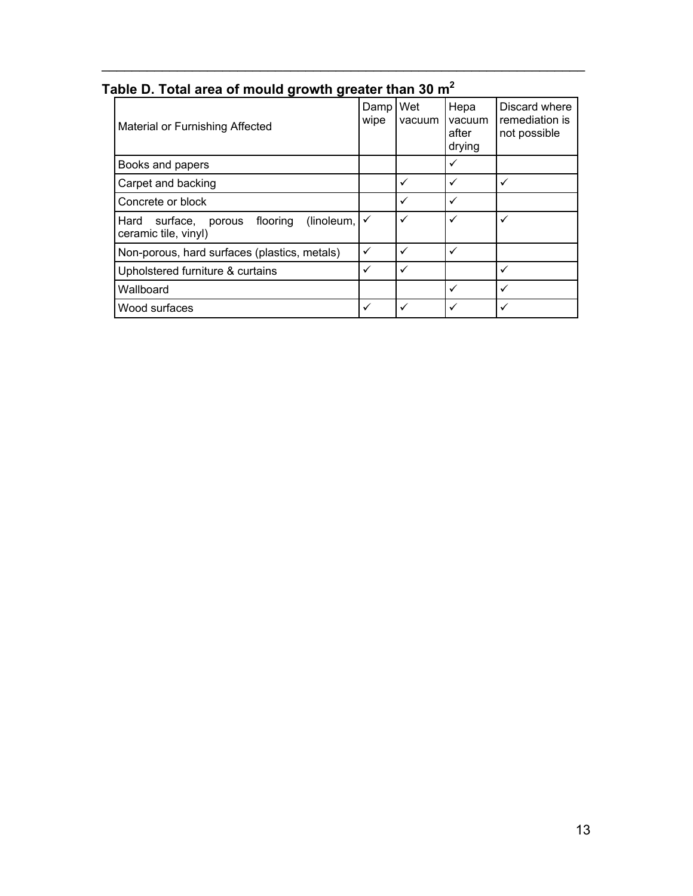### Table D. Total area of mould growth greater than 30 $m^2$

| Material or Furnishing Affected | Damp wipe | Wet vacuum | Hepa vacuum after drying | Discard where remediation is not possible |
|---|---|---|---|---|
| Books and papers | | | ✓ | |
| Carpet and backing | | ✓ | ✓ | ✓ |
| Concrete or block | | ✓ | ✓ | |
| Hard surface, porous flooring (linoleum, ceramic tile, vinyl) | ✓ | ✓ | ✓ | ✓ |
| Non-porous, hard surfaces (plastics, metals) | ✓ | ✓ | ✓ | |
| Upholstered furniture & curtains | ✓ | ✓ | | ✓ |
| Wallboard | | | ✓ | ✓ |
| Wood surfaces | ✓ | ✓ | ✓ | ✓ |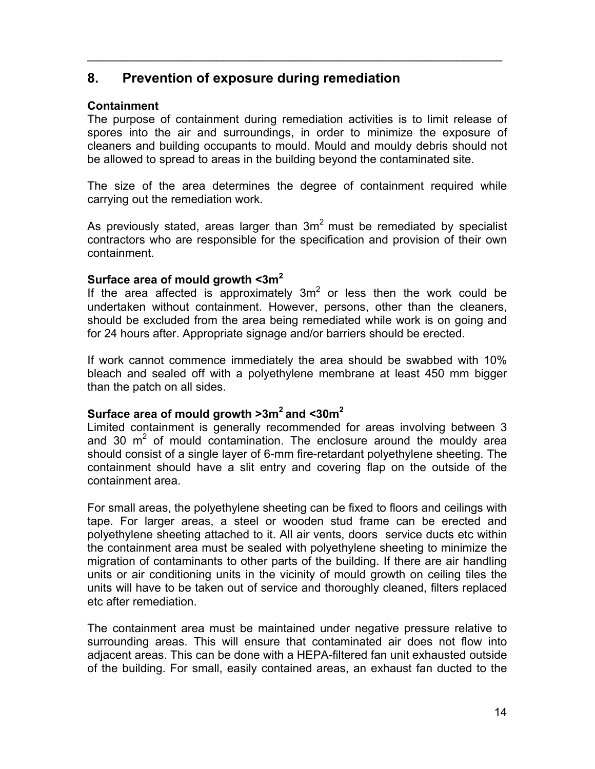## 8. Prevention of exposure during remediation

**Containment**

The purpose of containment during remediation activities is to limit release of spores into the air and surroundings, in order to minimize the exposure of cleaners and building occupants to mould. Mould and mouldy debris should not be allowed to spread to areas in the building beyond the contaminated site.

The size of the area determines the degree of containment required while carrying out the remediation work.

As previously stated, areas larger than $3m^2$ must be remediated by specialist contractors who are responsible for the specification and provision of their own containment.

**Surface area of mould growth <$3m^2$**

If the area affected is approximately $3m^2$ or less then the work could be undertaken without containment. However, persons, other than the cleaners, should be excluded from the area being remediated while work is on going and for 24 hours after. Appropriate signage and/or barriers should be erected.

If work cannot commence immediately the area should be swabbed with 10% bleach and sealed off with a polyethylene membrane at least 450 mm bigger than the patch on all sides.

**Surface area of mould growth >$3m^2$ and <$30m^2$**

Limited containment is generally recommended for areas involving between 3 and 30 $m^2$ of mould contamination. The enclosure around the mouldy area should consist of a single layer of 6-mm fire-retardant polyethylene sheeting. The containment should have a slit entry and covering flap on the outside of the containment area.

For small areas, the polyethylene sheeting can be fixed to floors and ceilings with tape. For larger areas, a steel or wooden stud frame can be erected and polyethylene sheeting attached to it. All air vents, doors service ducts etc within the containment area must be sealed with polyethylene sheeting to minimize the migration of contaminants to other parts of the building. If there are air handling units or air conditioning units in the vicinity of mould growth on ceiling tiles the units will have to be taken out of service and thoroughly cleaned, filters replaced etc after remediation.

The containment area must be maintained under negative pressure relative to surrounding areas. This will ensure that contaminated air does not flow into adjacent areas. This can be done with a HEPA-filtered fan unit exhausted outside of the building. For small, easily contained areas, an exhaust fan ducted to the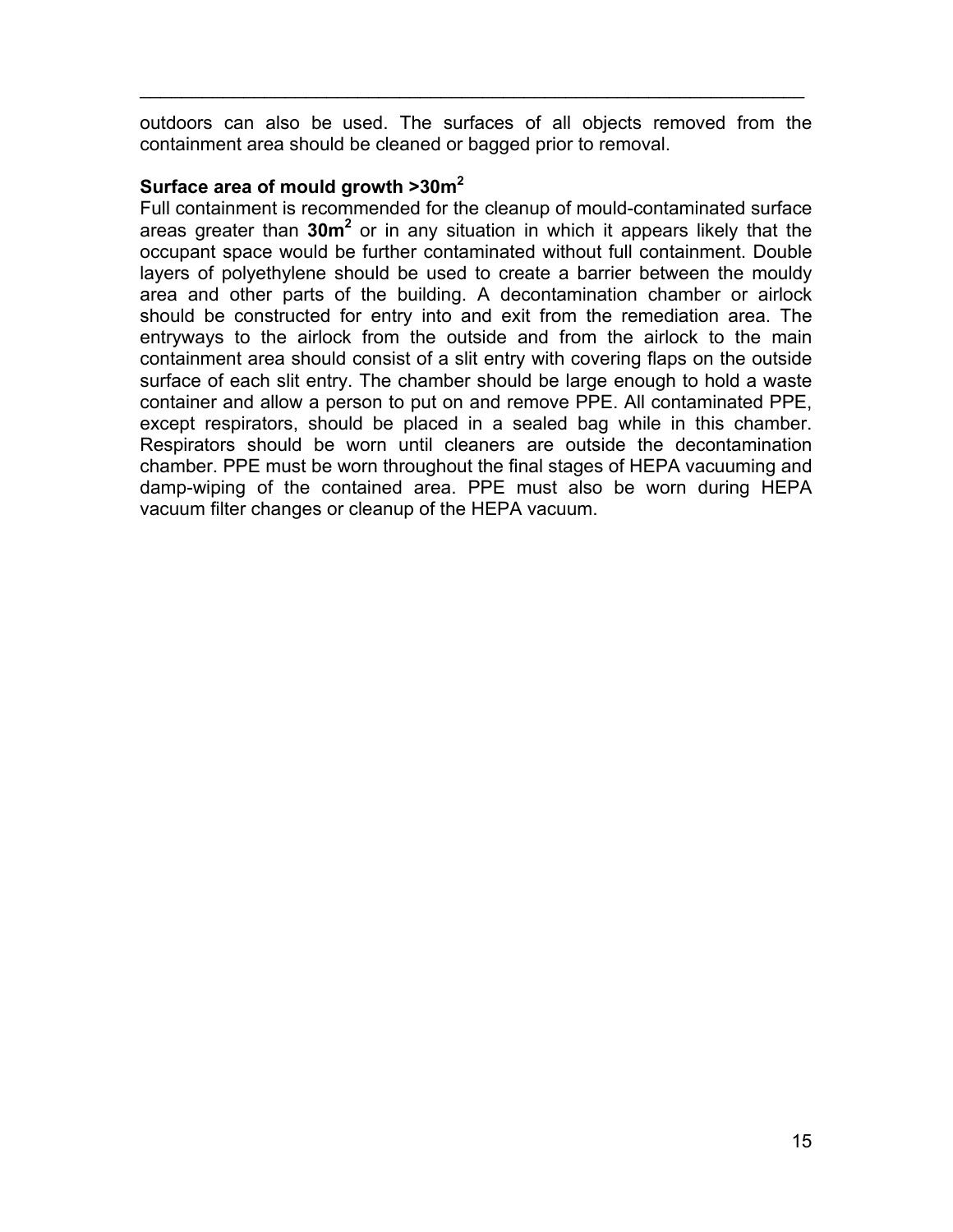outdoors can also be used. The surfaces of all objects removed from the containment area should be cleaned or bagged prior to removal.

### Surface area of mould growth >30m$^2$

Full containment is recommended for the cleanup of mould-contaminated surface areas greater than **30m$^2$** or in any situation in which it appears likely that the occupant space would be further contaminated without full containment. Double layers of polyethylene should be used to create a barrier between the mouldy area and other parts of the building. A decontamination chamber or airlock should be constructed for entry into and exit from the remediation area. The entryways to the airlock from the outside and from the airlock to the main containment area should consist of a slit entry with covering flaps on the outside surface of each slit entry. The chamber should be large enough to hold a waste container and allow a person to put on and remove PPE. All contaminated PPE, except respirators, should be placed in a sealed bag while in this chamber. Respirators should be worn until cleaners are outside the decontamination chamber. PPE must be worn throughout the final stages of HEPA vacuuming and damp-wiping of the contained area. PPE must also be worn during HEPA vacuum filter changes or cleanup of the HEPA vacuum.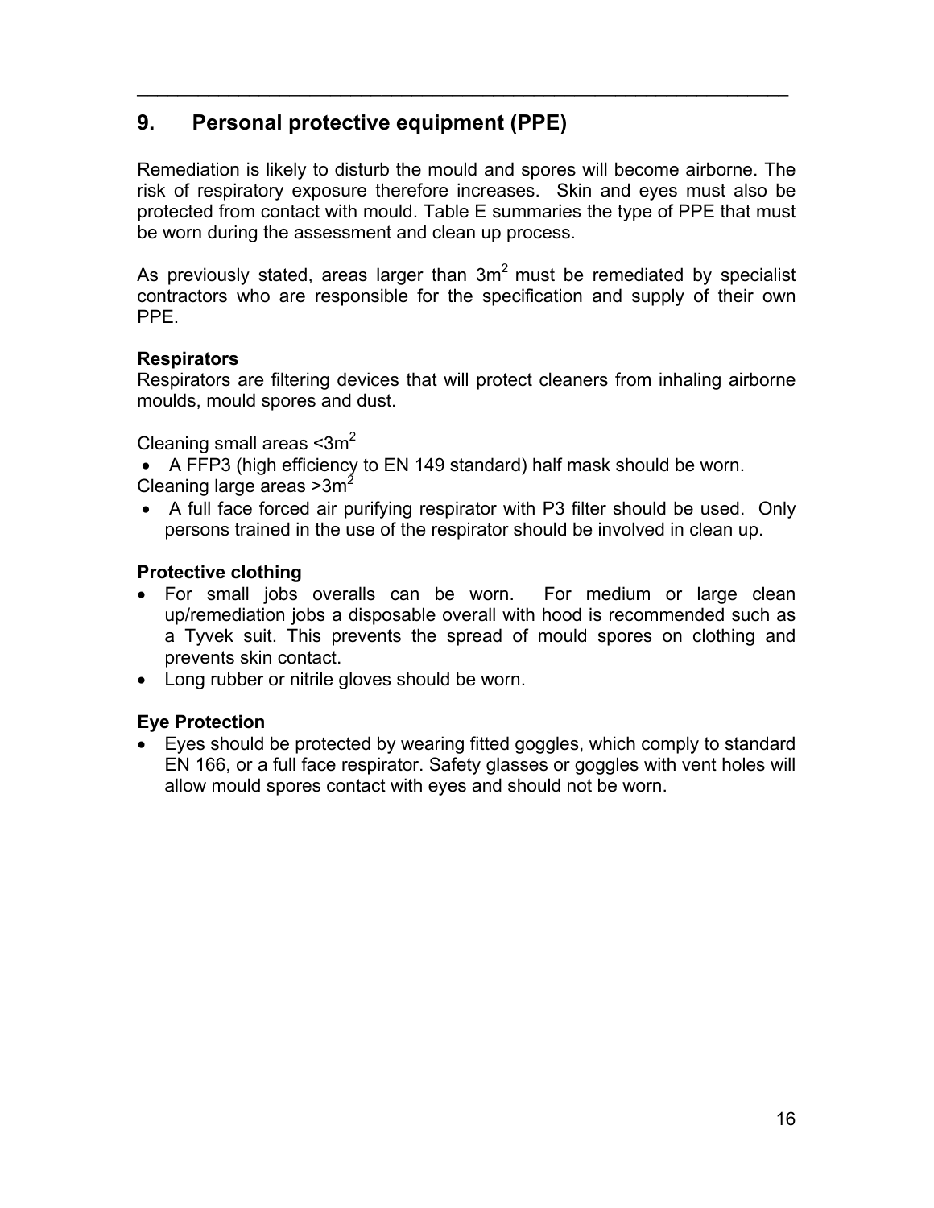## 9. Personal protective equipment (PPE)

Remediation is likely to disturb the mould and spores will become airborne. The risk of respiratory exposure therefore increases. Skin and eyes must also be protected from contact with mould. Table E summaries the type of PPE that must be worn during the assessment and clean up process.

As previously stated, areas larger than $3m^2$ must be remediated by specialist contractors who are responsible for the specification and supply of their own PPE.

**Respirators**
Respirators are filtering devices that will protect cleaners from inhaling airborne moulds, mould spores and dust.

Cleaning small areas $<3m^2$

- A FFP3 (high efficiency to EN 149 standard) half mask should be worn.

Cleaning large areas $>3m^2$

- A full face forced air purifying respirator with P3 filter should be used. Only persons trained in the use of the respirator should be involved in clean up.

**Protective clothing**

- For small jobs overalls can be worn. For medium or large clean up/remediation jobs a disposable overall with hood is recommended such as a Tyvek suit. This prevents the spread of mould spores on clothing and prevents skin contact.
- Long rubber or nitrile gloves should be worn.

**Eye Protection**

- Eyes should be protected by wearing fitted goggles, which comply to standard EN 166, or a full face respirator. Safety glasses or goggles with vent holes will allow mould spores contact with eyes and should not be worn.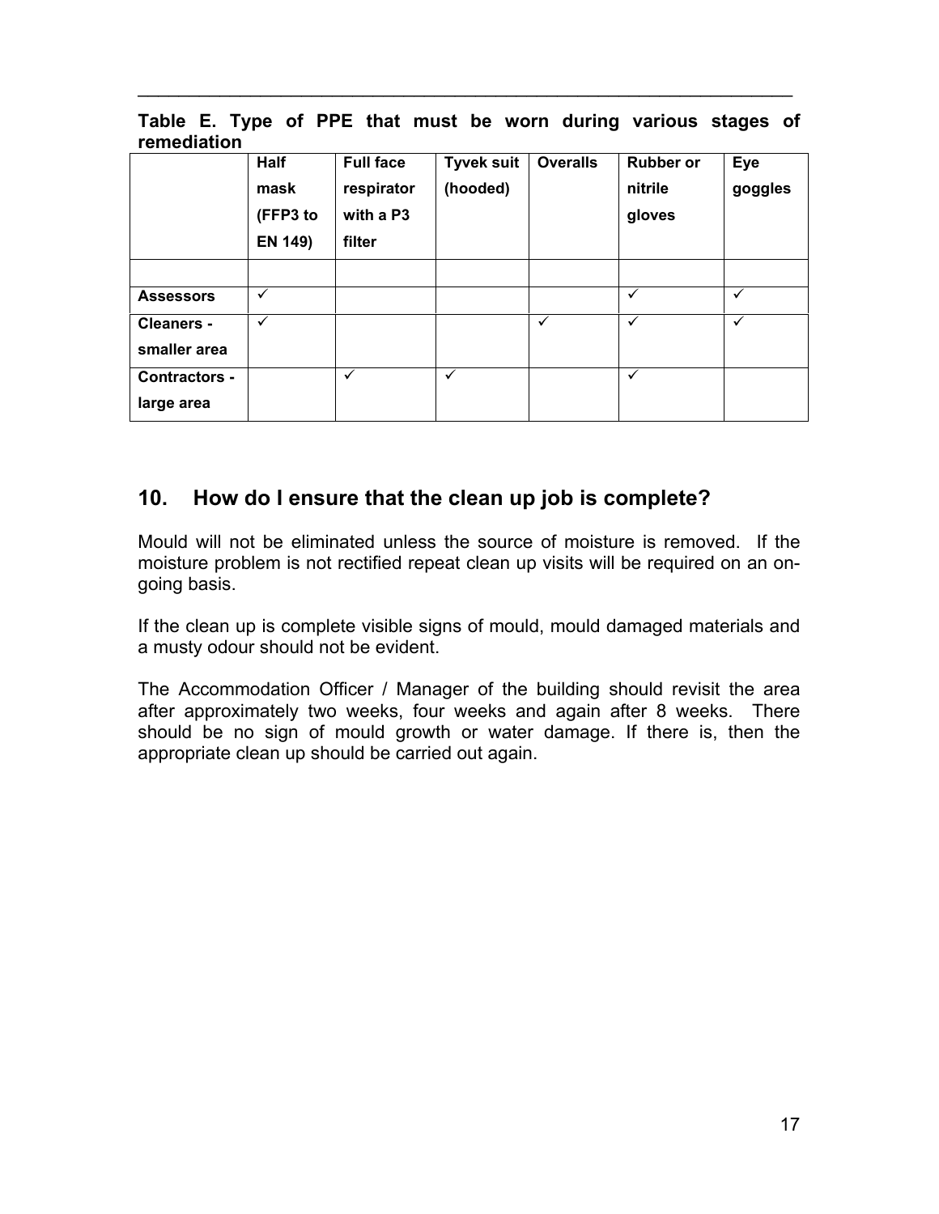**Table E. Type of PPE that must be worn during various stages of remediation**

| | Half mask (FFP3 to EN 149) | Full face respirator with a P3 filter | Tyvek suit (hooded) | Overalls | Rubber or nitrile gloves | Eye goggles |
|---|---|---|---|---|---|---|
| | | | | | | |
| **Assessors** | ✓ | | | | ✓ | ✓ |
| **Cleaners - smaller area** | ✓ | | | ✓ | ✓ | ✓ |
| **Contractors - large area** | | ✓ | ✓ | | ✓ | |

## 10. How do I ensure that the clean up job is complete?

Mould will not be eliminated unless the source of moisture is removed. If the moisture problem is not rectified repeat clean up visits will be required on an on-going basis.

If the clean up is complete visible signs of mould, mould damaged materials and a musty odour should not be evident.

The Accommodation Officer / Manager of the building should revisit the area after approximately two weeks, four weeks and again after 8 weeks. There should be no sign of mould growth or water damage. If there is, then the appropriate clean up should be carried out again.